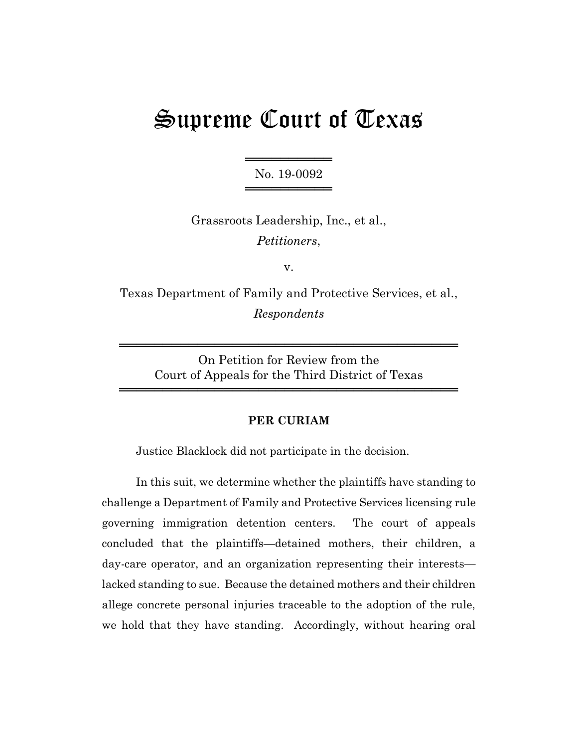# Supreme Court of Texas

No. 19-0092

Grassroots Leadership, Inc., et al.,
*Petitioners*,

v.

Texas Department of Family and Protective Services, et al.,
*Respondents*

On Petition for Review from the
Court of Appeals for the Third District of Texas

**PER CURIAM**

Justice Blacklock did not participate in the decision.

In this suit, we determine whether the plaintiffs have standing to challenge a Department of Family and Protective Services licensing rule governing immigration detention centers. The court of appeals concluded that the plaintiffs—detained mothers, their children, a day-care operator, and an organization representing their interests—lacked standing to sue. Because the detained mothers and their children allege concrete personal injuries traceable to the adoption of the rule, we hold that they have standing. Accordingly, without hearing oral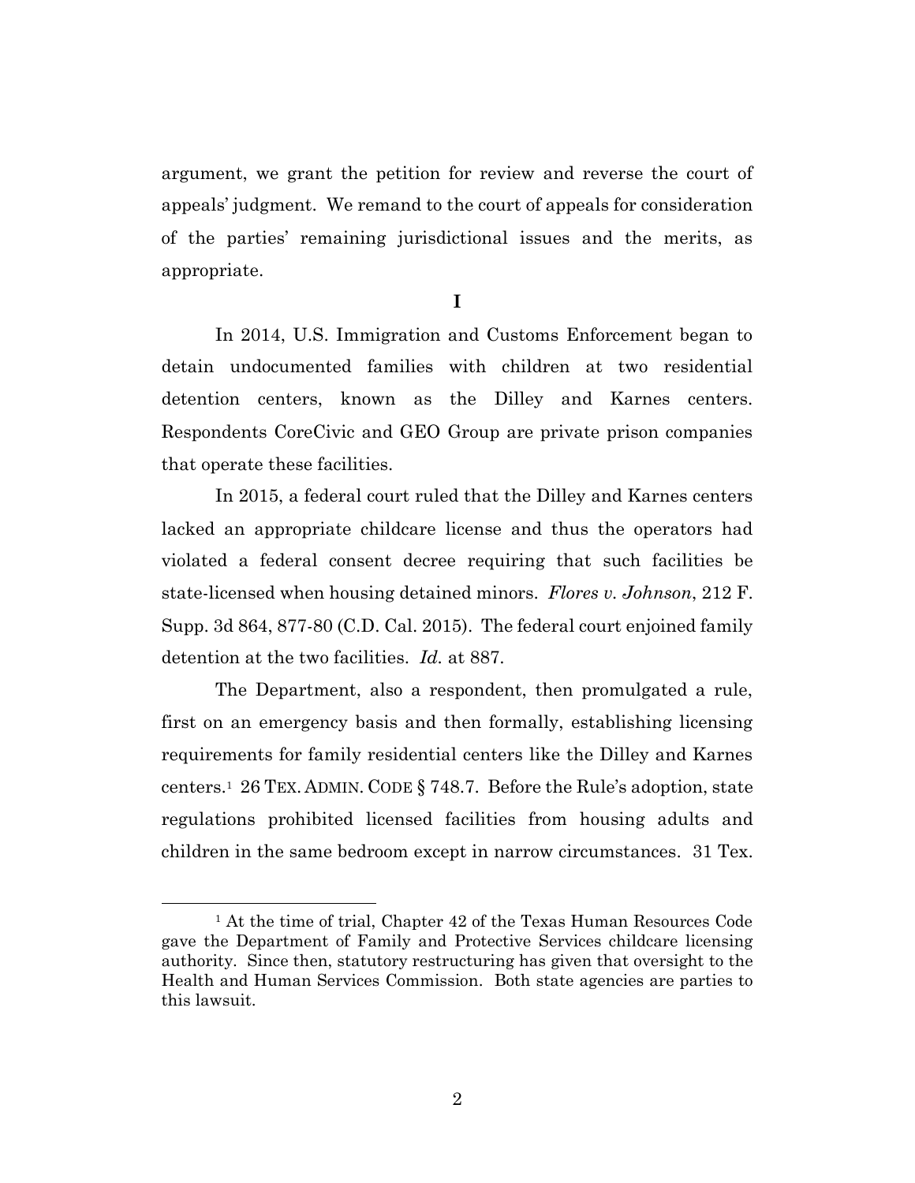argument, we grant the petition for review and reverse the court of appeals' judgment. We remand to the court of appeals for consideration of the parties' remaining jurisdictional issues and the merits, as appropriate.

## I

In 2014, U.S. Immigration and Customs Enforcement began to detain undocumented families with children at two residential detention centers, known as the Dilley and Karnes centers. Respondents CoreCivic and GEO Group are private prison companies that operate these facilities.

In 2015, a federal court ruled that the Dilley and Karnes centers lacked an appropriate childcare license and thus the operators had violated a federal consent decree requiring that such facilities be state-licensed when housing detained minors. *Flores v. Johnson*, 212 F. Supp. 3d 864, 877-80 (C.D. Cal. 2015). The federal court enjoined family detention at the two facilities. *Id.* at 887.

The Department, also a respondent, then promulgated a rule, first on an emergency basis and then formally, establishing licensing requirements for family residential centers like the Dilley and Karnes centers.[1] 26 TEX. ADMIN. CODE § 748.7. Before the Rule's adoption, state regulations prohibited licensed facilities from housing adults and children in the same bedroom except in narrow circumstances. 31 Tex.

---

[1] At the time of trial, Chapter 42 of the Texas Human Resources Code gave the Department of Family and Protective Services childcare licensing authority. Since then, statutory restructuring has given that oversight to the Health and Human Services Commission. Both state agencies are parties to this lawsuit.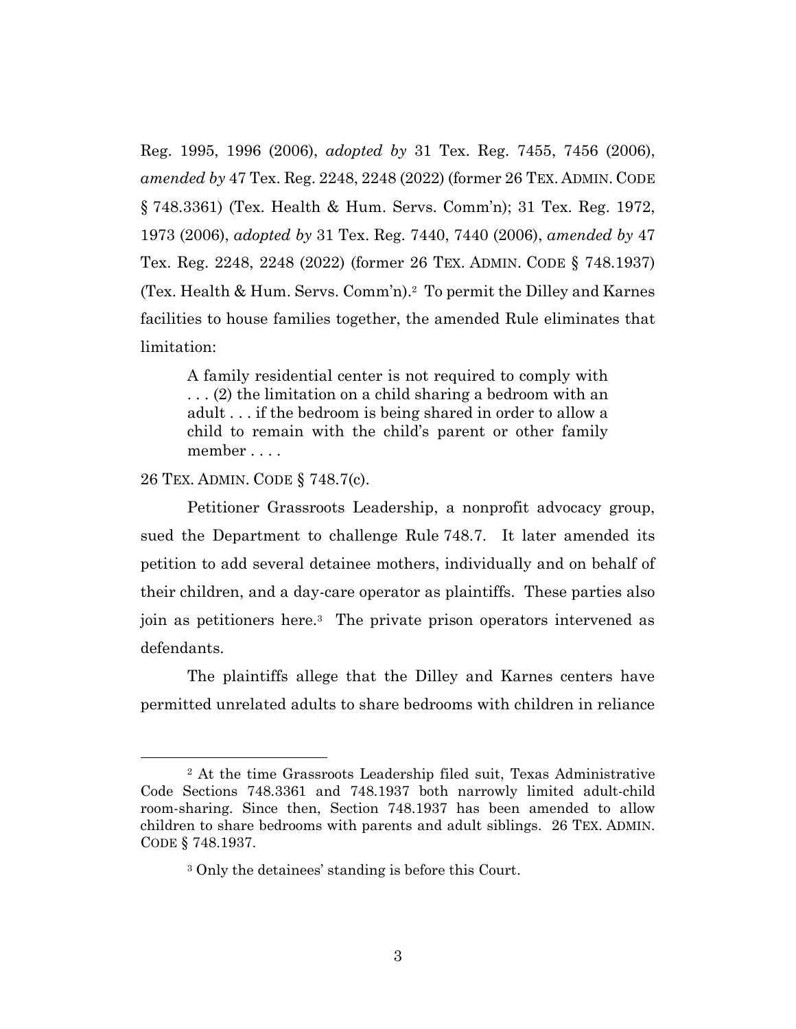Reg. 1995, 1996 (2006), *adopted by* 31 Tex. Reg. 7455, 7456 (2006), *amended by* 47 Tex. Reg. 2248, 2248 (2022) (former 26 TEX. ADMIN. CODE § 748.3361) (Tex. Health & Hum. Servs. Comm'n); 31 Tex. Reg. 1972, 1973 (2006), *adopted by* 31 Tex. Reg. 7440, 7440 (2006), *amended by* 47 Tex. Reg. 2248, 2248 (2022) (former 26 TEX. ADMIN. CODE § 748.1937) (Tex. Health & Hum. Servs. Comm'n).[2] To permit the Dilley and Karnes facilities to house families together, the amended Rule eliminates that limitation:

> A family residential center is not required to comply with . . . (2) the limitation on a child sharing a bedroom with an adult . . . if the bedroom is being shared in order to allow a child to remain with the child's parent or other family member . . . .

26 TEX. ADMIN. CODE § 748.7(c).

Petitioner Grassroots Leadership, a nonprofit advocacy group, sued the Department to challenge Rule 748.7. It later amended its petition to add several detainee mothers, individually and on behalf of their children, and a day-care operator as plaintiffs. These parties also join as petitioners here.[3] The private prison operators intervened as defendants.

The plaintiffs allege that the Dilley and Karnes centers have permitted unrelated adults to share bedrooms with children in reliance

---

[2] At the time Grassroots Leadership filed suit, Texas Administrative Code Sections 748.3361 and 748.1937 both narrowly limited adult-child room-sharing. Since then, Section 748.1937 has been amended to allow children to share bedrooms with parents and adult siblings. 26 TEX. ADMIN. CODE § 748.1937.

[3] Only the detainees' standing is before this Court.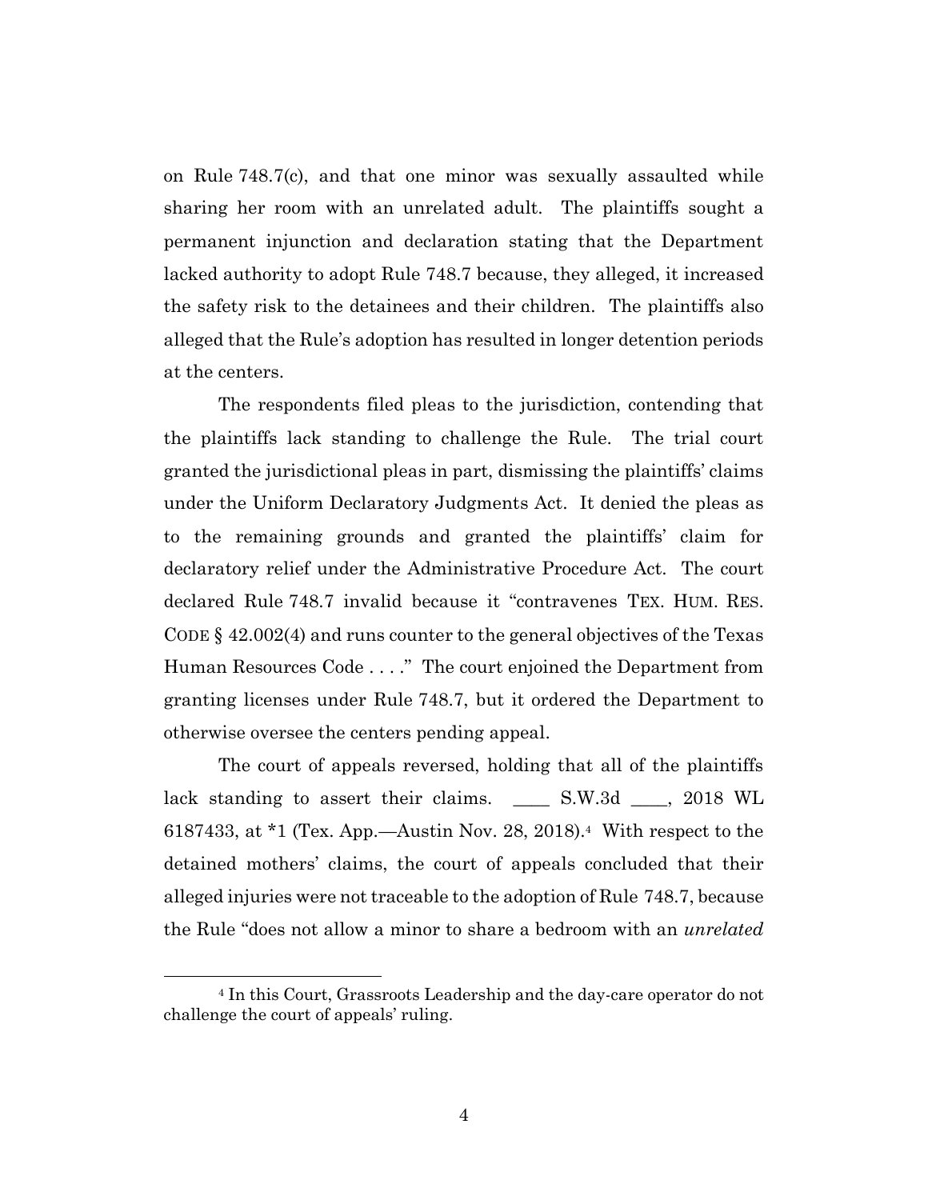on Rule 748.7(c), and that one minor was sexually assaulted while sharing her room with an unrelated adult. The plaintiffs sought a permanent injunction and declaration stating that the Department lacked authority to adopt Rule 748.7 because, they alleged, it increased the safety risk to the detainees and their children. The plaintiffs also alleged that the Rule's adoption has resulted in longer detention periods at the centers.

The respondents filed pleas to the jurisdiction, contending that the plaintiffs lack standing to challenge the Rule. The trial court granted the jurisdictional pleas in part, dismissing the plaintiffs' claims under the Uniform Declaratory Judgments Act. It denied the pleas as to the remaining grounds and granted the plaintiffs' claim for declaratory relief under the Administrative Procedure Act. The court declared Rule 748.7 invalid because it "contravenes TEX. HUM. RES. CODE § 42.002(4) and runs counter to the general objectives of the Texas Human Resources Code . . . ." The court enjoined the Department from granting licenses under Rule 748.7, but it ordered the Department to otherwise oversee the centers pending appeal.

The court of appeals reversed, holding that all of the plaintiffs lack standing to assert their claims. ____ S.W.3d ____, 2018 WL 6187433, at *1 (Tex. App.—Austin Nov. 28, 2018).[4] With respect to the detained mothers' claims, the court of appeals concluded that their alleged injuries were not traceable to the adoption of Rule 748.7, because the Rule "does not allow a minor to share a bedroom with an *unrelated*

[4] In this Court, Grassroots Leadership and the day-care operator do not challenge the court of appeals' ruling.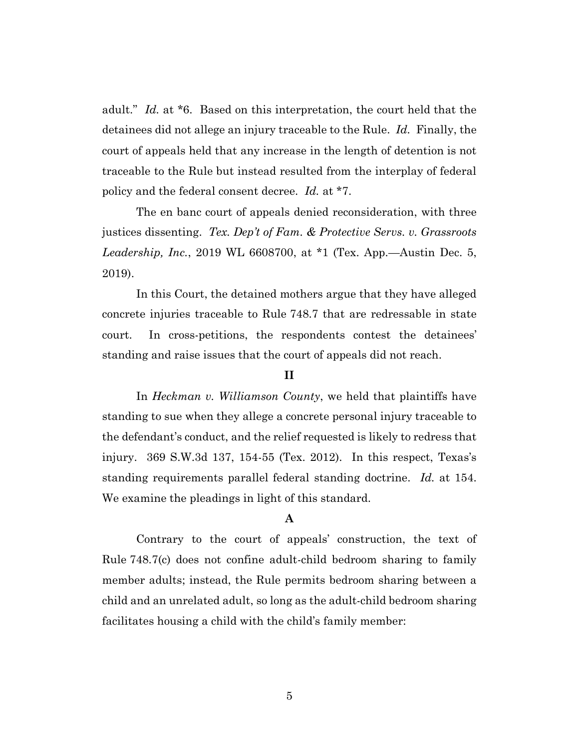adult." *Id.* at *6. Based on this interpretation, the court held that the detainees did not allege an injury traceable to the Rule. *Id.* Finally, the court of appeals held that any increase in the length of detention is not traceable to the Rule but instead resulted from the interplay of federal policy and the federal consent decree. *Id.* at *7.

The en banc court of appeals denied reconsideration, with three justices dissenting. *Tex. Dep't of Fam. & Protective Servs. v. Grassroots Leadership, Inc.*, 2019 WL 6608700, at *1 (Tex. App.—Austin Dec. 5, 2019).

In this Court, the detained mothers argue that they have alleged concrete injuries traceable to Rule 748.7 that are redressable in state court. In cross-petitions, the respondents contest the detainees' standing and raise issues that the court of appeals did not reach.

## II

In *Heckman v. Williamson County*, we held that plaintiffs have standing to sue when they allege a concrete personal injury traceable to the defendant's conduct, and the relief requested is likely to redress that injury. 369 S.W.3d 137, 154-55 (Tex. 2012). In this respect, Texas's standing requirements parallel federal standing doctrine. *Id.* at 154. We examine the pleadings in light of this standard.

### A

Contrary to the court of appeals' construction, the text of Rule 748.7(c) does not confine adult-child bedroom sharing to family member adults; instead, the Rule permits bedroom sharing between a child and an unrelated adult, so long as the adult-child bedroom sharing facilitates housing a child with the child's family member: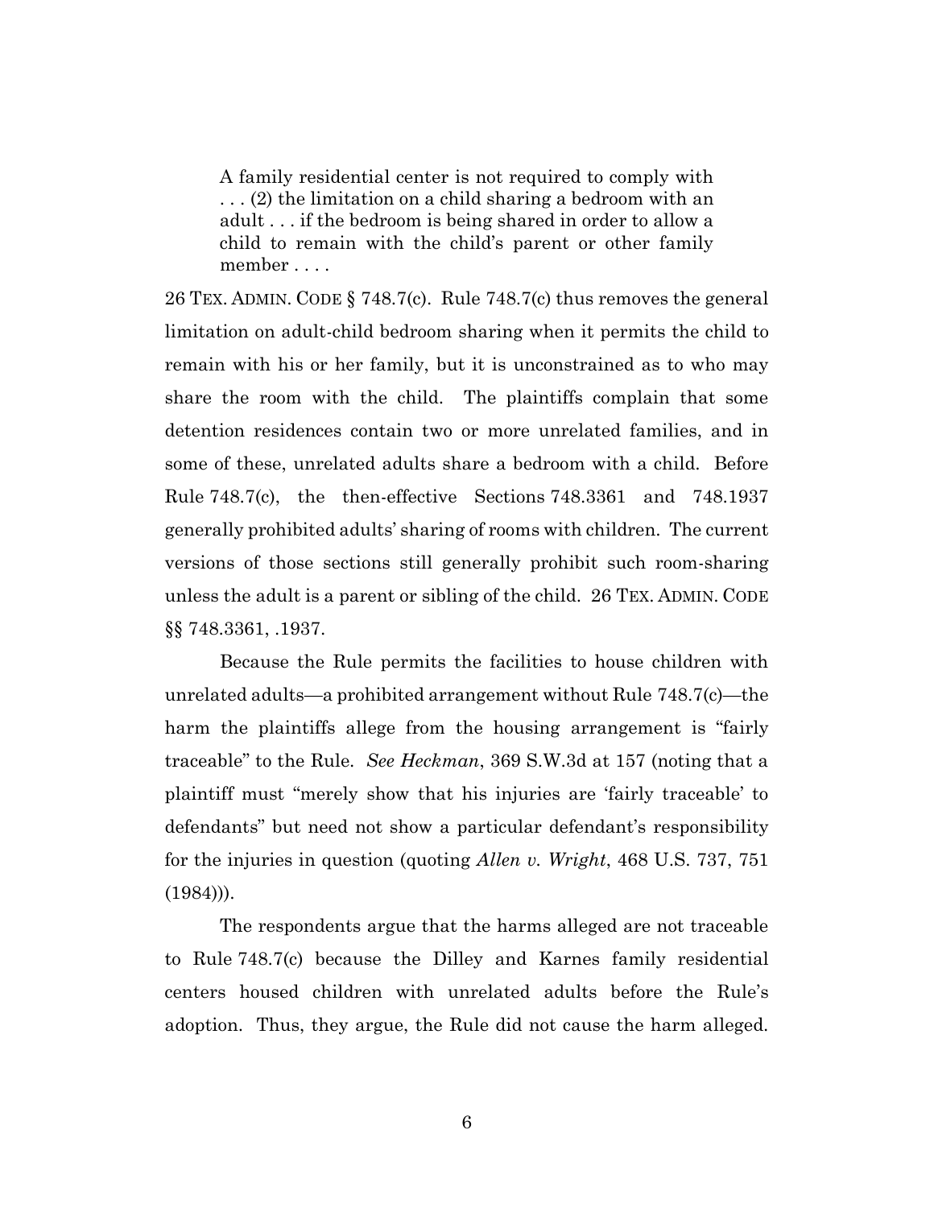> A family residential center is not required to comply with . . . (2) the limitation on a child sharing a bedroom with an adult . . . if the bedroom is being shared in order to allow a child to remain with the child's parent or other family member . . . .

26 TEX. ADMIN. CODE § 748.7(c). Rule 748.7(c) thus removes the general limitation on adult-child bedroom sharing when it permits the child to remain with his or her family, but it is unconstrained as to who may share the room with the child. The plaintiffs complain that some detention residences contain two or more unrelated families, and in some of these, unrelated adults share a bedroom with a child. Before Rule 748.7(c), the then-effective Sections 748.3361 and 748.1937 generally prohibited adults' sharing of rooms with children. The current versions of those sections still generally prohibit such room-sharing unless the adult is a parent or sibling of the child. 26 TEX. ADMIN. CODE §§ 748.3361, .1937.

Because the Rule permits the facilities to house children with unrelated adults—a prohibited arrangement without Rule 748.7(c)—the harm the plaintiffs allege from the housing arrangement is "fairly traceable" to the Rule. *See Heckman*, 369 S.W.3d at 157 (noting that a plaintiff must "merely show that his injuries are 'fairly traceable' to defendants" but need not show a particular defendant's responsibility for the injuries in question (quoting *Allen v. Wright*, 468 U.S. 737, 751 (1984))).

The respondents argue that the harms alleged are not traceable to Rule 748.7(c) because the Dilley and Karnes family residential centers housed children with unrelated adults before the Rule's adoption. Thus, they argue, the Rule did not cause the harm alleged.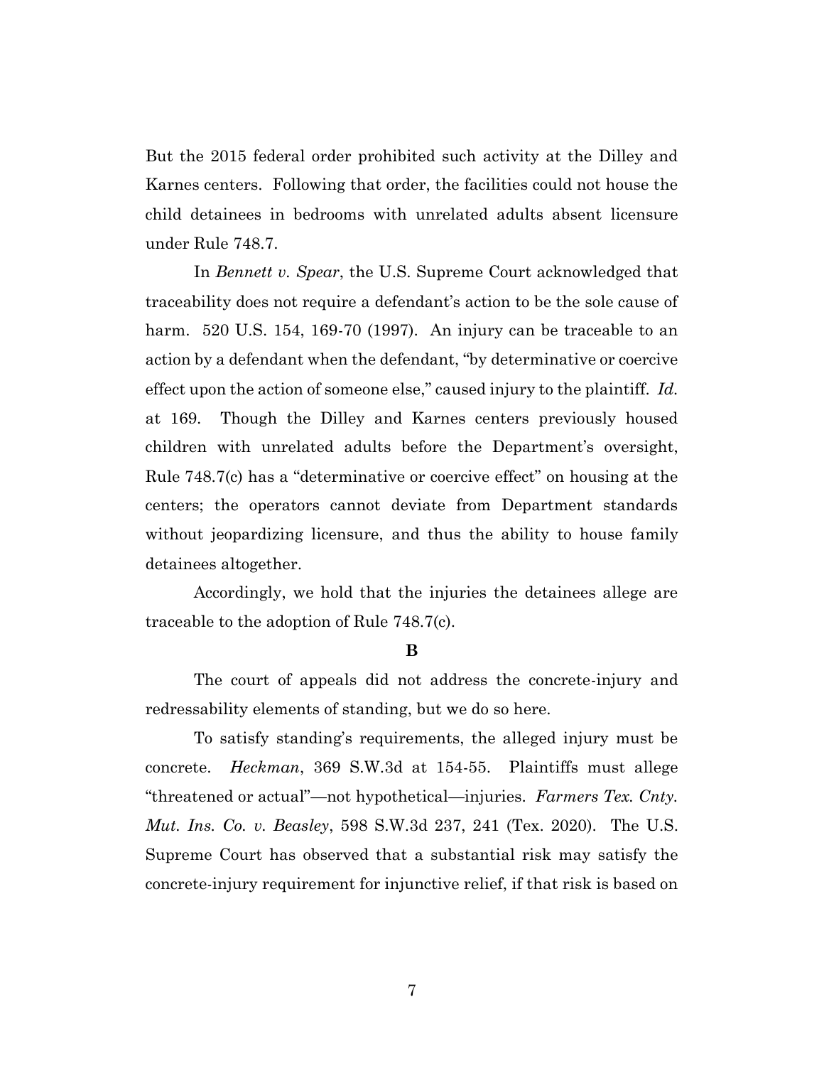But the 2015 federal order prohibited such activity at the Dilley and Karnes centers. Following that order, the facilities could not house the child detainees in bedrooms with unrelated adults absent licensure under Rule 748.7.

In *Bennett v. Spear*, the U.S. Supreme Court acknowledged that traceability does not require a defendant's action to be the sole cause of harm. 520 U.S. 154, 169-70 (1997). An injury can be traceable to an action by a defendant when the defendant, "by determinative or coercive effect upon the action of someone else," caused injury to the plaintiff. *Id.* at 169. Though the Dilley and Karnes centers previously housed children with unrelated adults before the Department's oversight, Rule 748.7(c) has a "determinative or coercive effect" on housing at the centers; the operators cannot deviate from Department standards without jeopardizing licensure, and thus the ability to house family detainees altogether.

Accordingly, we hold that the injuries the detainees allege are traceable to the adoption of Rule 748.7(c).

**B**

The court of appeals did not address the concrete-injury and redressability elements of standing, but we do so here.

To satisfy standing's requirements, the alleged injury must be concrete. *Heckman*, 369 S.W.3d at 154-55. Plaintiffs must allege "threatened or actual"—not hypothetical—injuries. *Farmers Tex. Cnty. Mut. Ins. Co. v. Beasley*, 598 S.W.3d 237, 241 (Tex. 2020). The U.S. Supreme Court has observed that a substantial risk may satisfy the concrete-injury requirement for injunctive relief, if that risk is based on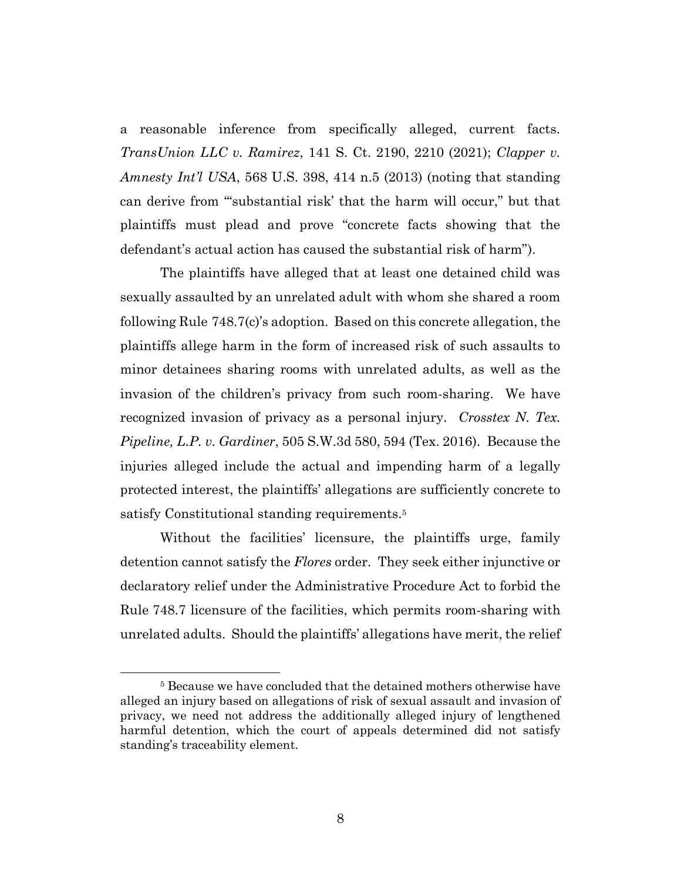a reasonable inference from specifically alleged, current facts. *TransUnion LLC v. Ramirez*, 141 S. Ct. 2190, 2210 (2021); *Clapper v. Amnesty Int'l USA*, 568 U.S. 398, 414 n.5 (2013) (noting that standing can derive from "'substantial risk' that the harm will occur," but that plaintiffs must plead and prove "concrete facts showing that the defendant's actual action has caused the substantial risk of harm").

The plaintiffs have alleged that at least one detained child was sexually assaulted by an unrelated adult with whom she shared a room following Rule 748.7(c)'s adoption. Based on this concrete allegation, the plaintiffs allege harm in the form of increased risk of such assaults to minor detainees sharing rooms with unrelated adults, as well as the invasion of the children's privacy from such room-sharing. We have recognized invasion of privacy as a personal injury. *Crosstex N. Tex. Pipeline, L.P. v. Gardiner*, 505 S.W.3d 580, 594 (Tex. 2016). Because the injuries alleged include the actual and impending harm of a legally protected interest, the plaintiffs' allegations are sufficiently concrete to satisfy Constitutional standing requirements.[5]

Without the facilities' licensure, the plaintiffs urge, family detention cannot satisfy the *Flores* order. They seek either injunctive or declaratory relief under the Administrative Procedure Act to forbid the Rule 748.7 licensure of the facilities, which permits room-sharing with unrelated adults. Should the plaintiffs' allegations have merit, the relief

[5] Because we have concluded that the detained mothers otherwise have alleged an injury based on allegations of risk of sexual assault and invasion of privacy, we need not address the additionally alleged injury of lengthened harmful detention, which the court of appeals determined did not satisfy standing's traceability element.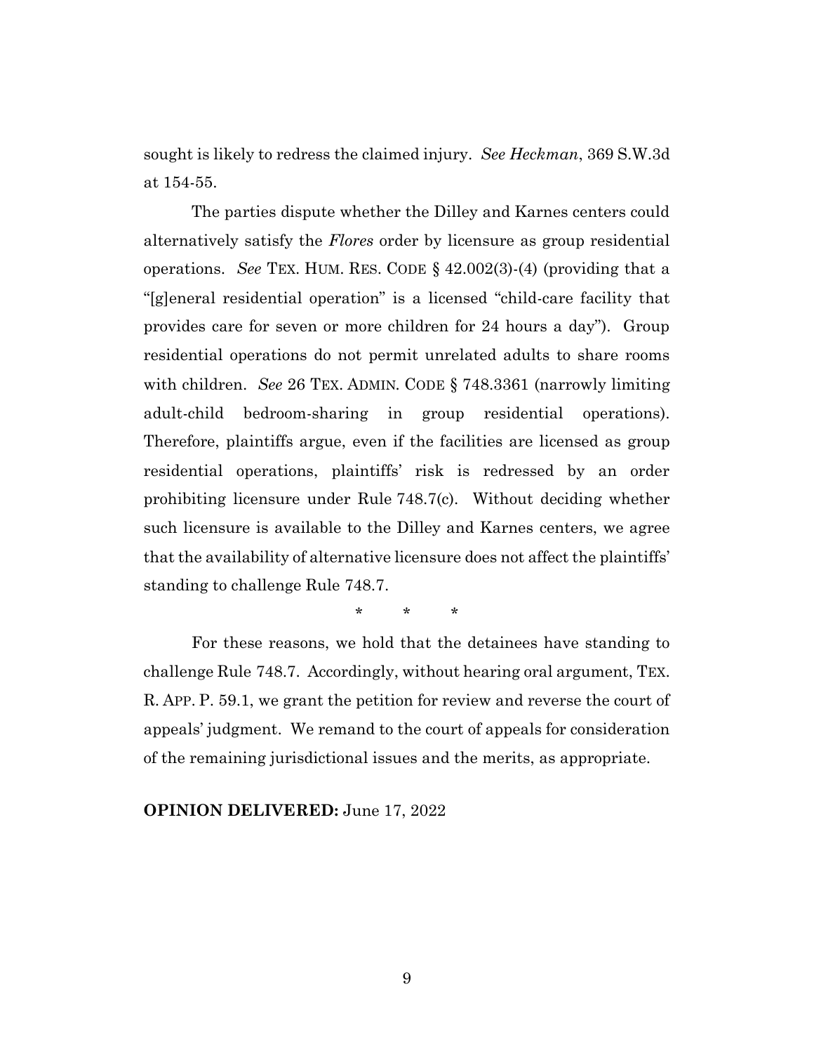sought is likely to redress the claimed injury. *See Heckman*, 369 S.W.3d at 154-55.

The parties dispute whether the Dilley and Karnes centers could alternatively satisfy the *Flores* order by licensure as group residential operations. *See* TEX. HUM. RES. CODE § 42.002(3)-(4) (providing that a "[g]eneral residential operation" is a licensed "child-care facility that provides care for seven or more children for 24 hours a day"). Group residential operations do not permit unrelated adults to share rooms with children. *See* 26 TEX. ADMIN. CODE § 748.3361 (narrowly limiting adult-child bedroom-sharing in group residential operations). Therefore, plaintiffs argue, even if the facilities are licensed as group residential operations, plaintiffs' risk is redressed by an order prohibiting licensure under Rule 748.7(c). Without deciding whether such licensure is available to the Dilley and Karnes centers, we agree that the availability of alternative licensure does not affect the plaintiffs' standing to challenge Rule 748.7.

\* \* \*

For these reasons, we hold that the detainees have standing to challenge Rule 748.7. Accordingly, without hearing oral argument, TEX. R. APP. P. 59.1, we grant the petition for review and reverse the court of appeals' judgment. We remand to the court of appeals for consideration of the remaining jurisdictional issues and the merits, as appropriate.

**OPINION DELIVERED:** June 17, 2022